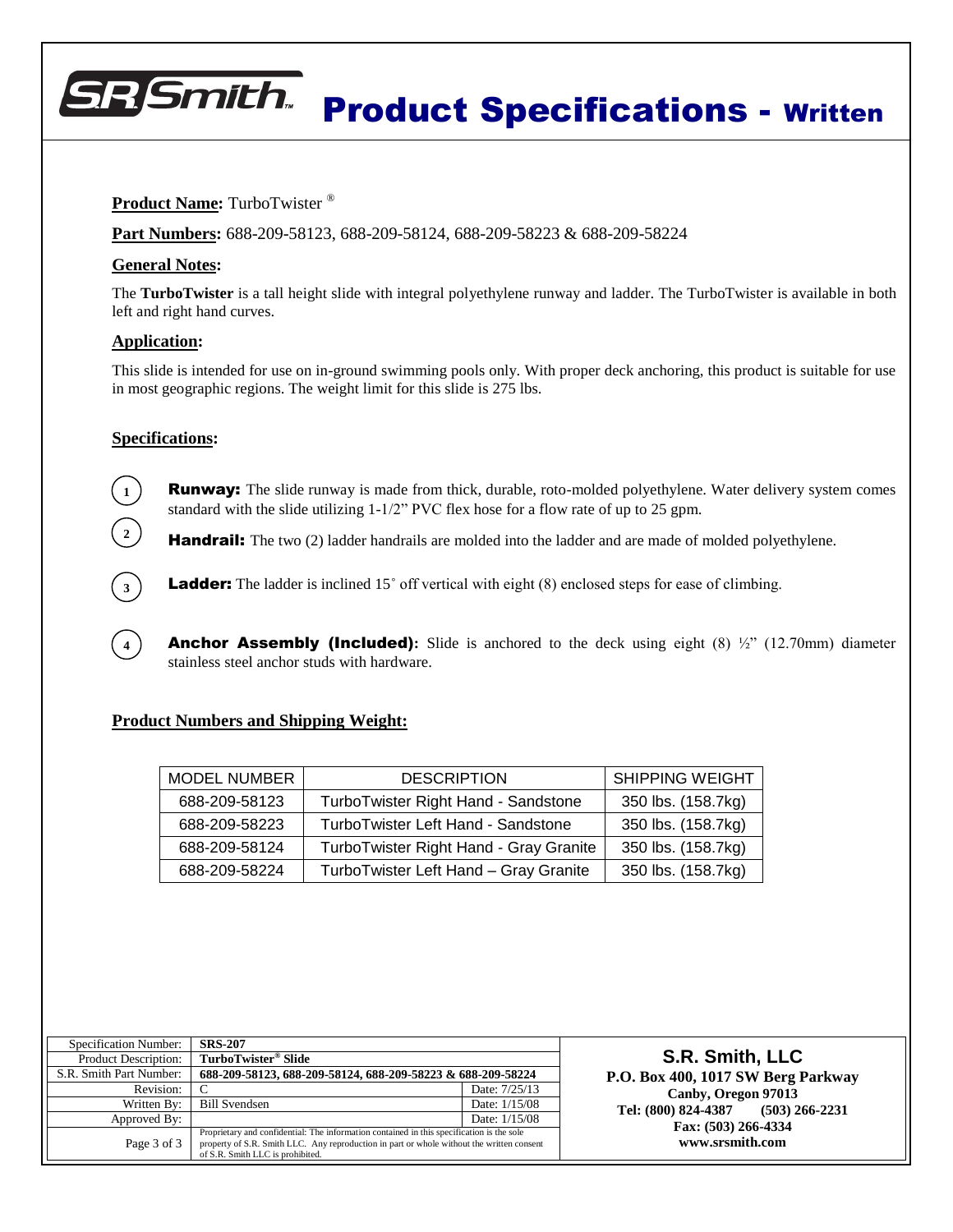# S.R. Smith Product Specifications - Written

**Product Name:** TurboTwister ®

**Part Numbers:** 688-209-58123, 688-209-58124, 688-209-58223 & 688-209-58224

## General Notes:

The **TurboTwister** is a tall height slide with integral polyethylene runway and ladder. The TurboTwister is available in both left and right hand curves.

## Application:

This slide is intended for use on in-ground swimming pools only. With proper deck anchoring, this product is suitable for use in most geographic regions. The weight limit for this slide is 275 lbs.

## Specifications:

1. **Runway:** The slide runway is made from thick, durable, roto-molded polyethylene. Water delivery system comes standard with the slide utilizing 1-1/2" PVC flex hose for a flow rate of up to 25 gpm.
2. **Handrail:** The two (2) ladder handrails are molded into the ladder and are made of molded polyethylene.
3. **Ladder:** The ladder is inclined 15˚ off vertical with eight (8) enclosed steps for ease of climbing.
4. **Anchor Assembly (Included):** Slide is anchored to the deck using eight (8) ½" (12.70mm) diameter stainless steel anchor studs with hardware.

## Product Numbers and Shipping Weight:

| MODEL NUMBER | DESCRIPTION | SHIPPING WEIGHT |
|---|---|---|
| 688-209-58123 | TurboTwister Right Hand - Sandstone | 350 lbs. (158.7kg) |
| 688-209-58223 | TurboTwister Left Hand - Sandstone | 350 lbs. (158.7kg) |
| 688-209-58124 | TurboTwister Right Hand - Gray Granite | 350 lbs. (158.7kg) |
| 688-209-58224 | TurboTwister Left Hand – Gray Granite | 350 lbs. (158.7kg) |

| | | |
|---|---|---|
| Specification Number: | **SRS-207** | |
| Product Description: | **TurboTwister® Slide** | |
| S.R. Smith Part Number: | **688-209-58123, 688-209-58124, 688-209-58223 & 688-209-58224** | |
| Revision: | C | Date: 7/25/13 |
| Written By: | Bill Svendsen | Date: 1/15/08 |
| Approved By: | | Date: 1/15/08 |
| | Proprietary and confidential: The information contained in this specification is the sole property of S.R. Smith LLC. Any reproduction in part or whole without the written consent of S.R. Smith LLC is prohibited. | |

**S.R. Smith, LLC**
**P.O. Box 400, 1017 SW Berg Parkway**
**Canby, Oregon 97013**
**Tel: (800) 824-4387 (503) 266-2231**
**Fax: (503) 266-4334**
**www.srsmith.com**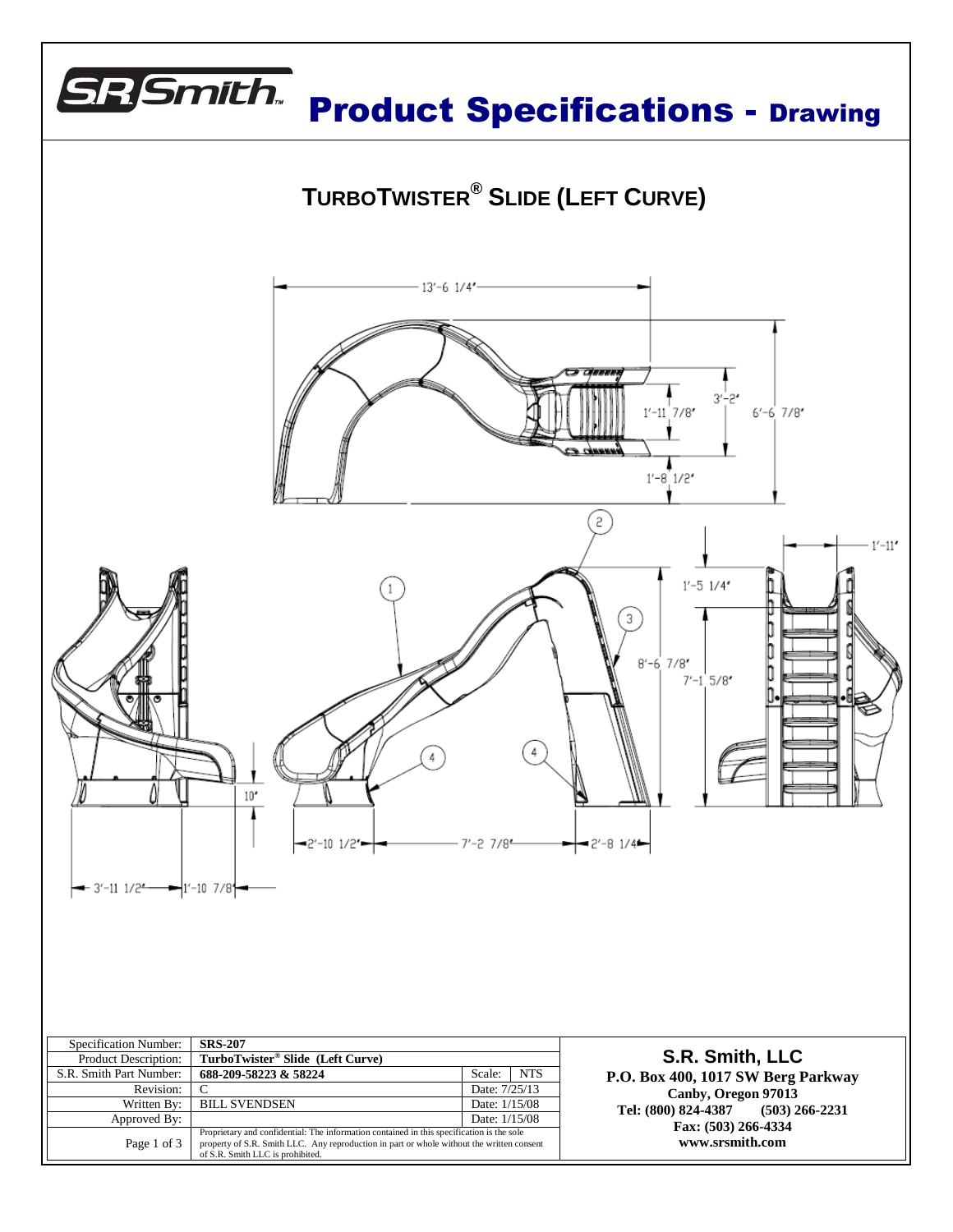# Product Specifications - Drawing

## TURBOTWISTER® SLIDE (LEFT CURVE)

13'-6 1/4"

3'-2"

1'-11 7/8"

6'-6 7/8"

1'-8 1/2"

1'-11"

1'-5 1/4"

8'-6 7/8"

7'-1 5/8"

10"

2'-10 1/2"

7'-2 7/8"

2'-8 1/4"

3'-11 1/2"

1'-10 7/8"

| Specification Number: | SRS-207 | | |
|---|---|---|---|
| Product Description: | TurboTwister® Slide (Left Curve) | | |
| S.R. Smith Part Number: | 688-209-58223 & 58224 | Scale: | NTS |
| Revision: | C | Date: 7/25/13 | |
| Written By: | BILL SVENDSEN | Date: 1/15/08 | |
| Approved By: | | Date: 1/15/08 | |
| Page 1 of 3 | Proprietary and confidential: The information contained in this specification is the sole property of S.R. Smith LLC. Any reproduction in part or whole without the written consent of S.R. Smith LLC is prohibited. | | |

**S.R. Smith, LLC**
**P.O. Box 400, 1017 SW Berg Parkway**
**Canby, Oregon 97013**
**Tel: (800) 824-4387 (503) 266-2231**
**Fax: (503) 266-4334**
**www.srsmith.com**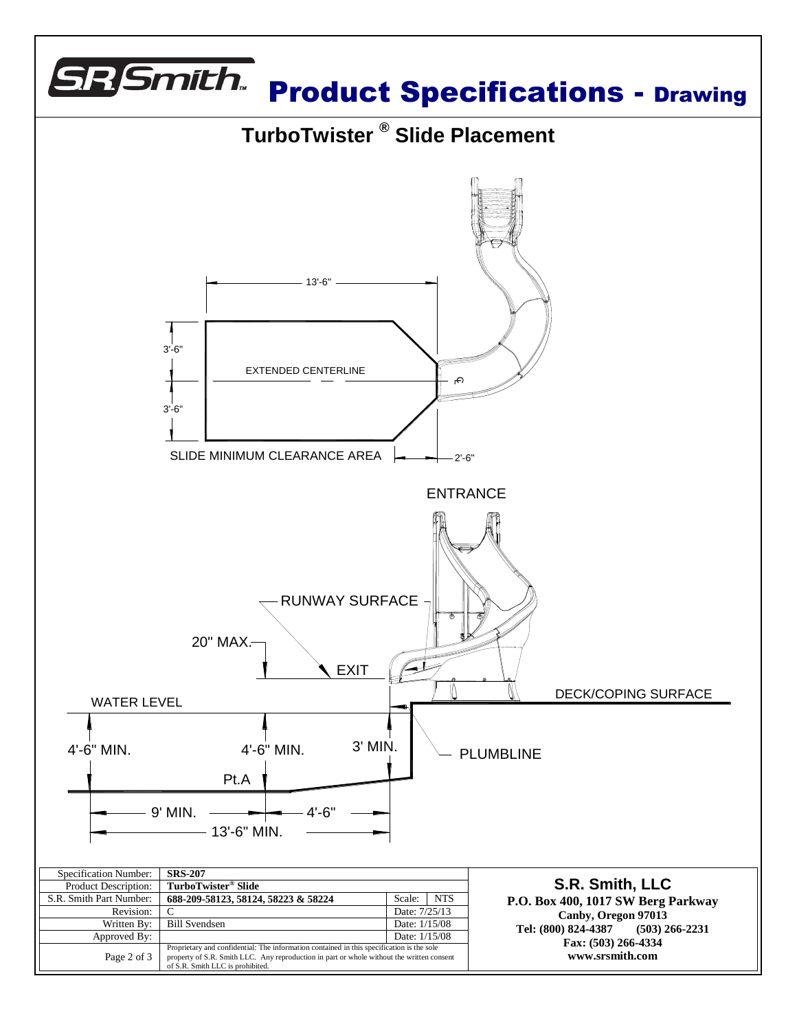# Product Specifications - Drawing

## TurboTwister ® Slide Placement

13'-6"

3'-6"

EXTENDED CENTERLINE

3'-6"

SLIDE MINIMUM CLEARANCE AREA

2'-6"

ENTRANCE

RUNWAY SURFACE

20" MAX.

EXIT

DECK/COPING SURFACE

WATER LEVEL

4'-6" MIN.

4'-6" MIN.

3' MIN.

PLUMBLINE

Pt.A

9' MIN.

4'-6"

13'-6" MIN.

| | | | |
|---|---|---|---|
| Specification Number: | **SRS-207** | | |
| Product Description: | **TurboTwister® Slide** | | |
| S.R. Smith Part Number: | **688-209-58123, 58124, 58223 & 58224** | Scale: | NTS |
| Revision: | C | Date: 7/25/13 | |
| Written By: | Bill Svendsen | Date: 1/15/08 | |
| Approved By: | | Date: 1/15/08 | |
| Page 2 of 3 | Proprietary and confidential: The information contained in this specification is the sole property of S.R. Smith LLC. Any reproduction in part or whole without the written consent of S.R. Smith LLC is prohibited. | | |

**S.R. Smith, LLC**
**P.O. Box 400, 1017 SW Berg Parkway**
**Canby, Oregon 97013**
**Tel: (800) 824-4387 (503) 266-2231**
**Fax: (503) 266-4334**
**www.srsmith.com**